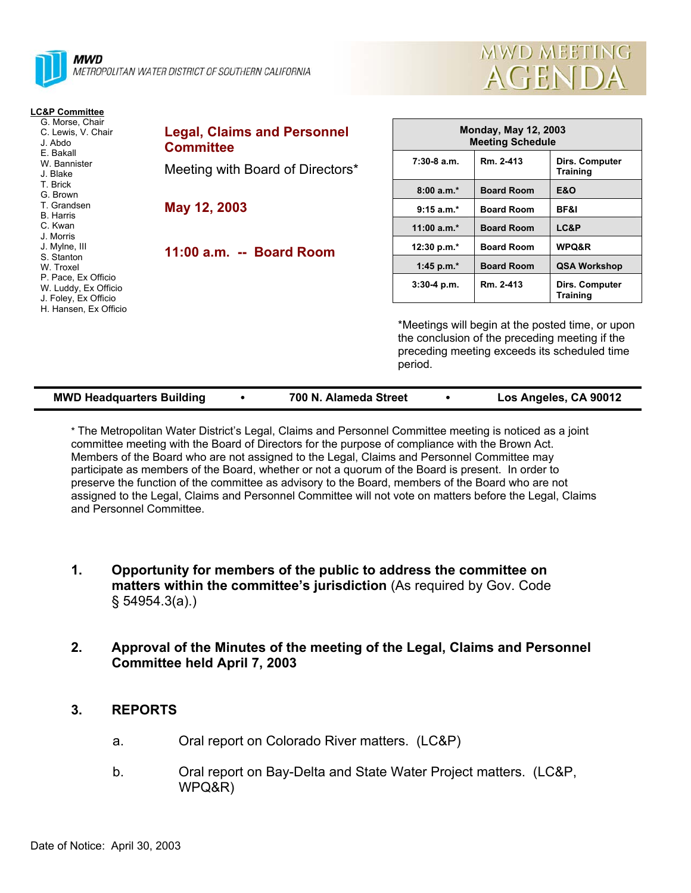**MWD**
*METROPOLITAN WATER DISTRICT OF SOUTHERN CALIFORNIA*

# MWD MEETING AGENDA

**LC&P Committee**
- G. Morse, Chair
- C. Lewis, V. Chair
- J. Abdo
- E. Bakall
- W. Bannister
- J. Blake
- T. Brick
- G. Brown
- T. Grandsen
- B. Harris
- C. Kwan
- J. Morris
- J. Mylne, III
- S. Stanton
- W. Troxel
- P. Pace, Ex Officio
- W. Luddy, Ex Officio
- J. Foley, Ex Officio
- H. Hansen, Ex Officio

## Legal, Claims and Personnel Committee

Meeting with Board of Directors*

## May 12, 2003

## 11:00 a.m. -- Board Room

| Monday, May 12, 2003 Meeting Schedule | | |
|---|---|---|
| 7:30-8 a.m. | Rm. 2-413 | Dirs. Computer Training |
| 8:00 a.m.* | Board Room | E&O |
| 9:15 a.m.* | Board Room | BF&I |
| 11:00 a.m.* | Board Room | LC&P |
| 12:30 p.m.* | Board Room | WPQ&R |
| 1:45 p.m.* | Board Room | QSA Workshop |
| 3:30-4 p.m. | Rm. 2-413 | Dirs. Computer Training |

*Meetings will begin at the posted time, or upon the conclusion of the preceding meeting if the preceding meeting exceeds its scheduled time period.

**MWD Headquarters Building • 700 N. Alameda Street • Los Angeles, CA 90012**

* The Metropolitan Water District's Legal, Claims and Personnel Committee meeting is noticed as a joint committee meeting with the Board of Directors for the purpose of compliance with the Brown Act. Members of the Board who are not assigned to the Legal, Claims and Personnel Committee may participate as members of the Board, whether or not a quorum of the Board is present. In order to preserve the function of the committee as advisory to the Board, members of the Board who are not assigned to the Legal, Claims and Personnel Committee will not vote on matters before the Legal, Claims and Personnel Committee.

1. **Opportunity for members of the public to address the committee on matters within the committee's jurisdiction** (As required by Gov. Code § 54954.3(a).)

2. **Approval of the Minutes of the meeting of the Legal, Claims and Personnel Committee held April 7, 2003**

3. **REPORTS**

   a. Oral report on Colorado River matters. (LC&P)

   b. Oral report on Bay-Delta and State Water Project matters. (LC&P, WPQ&R)

Date of Notice: April 30, 2003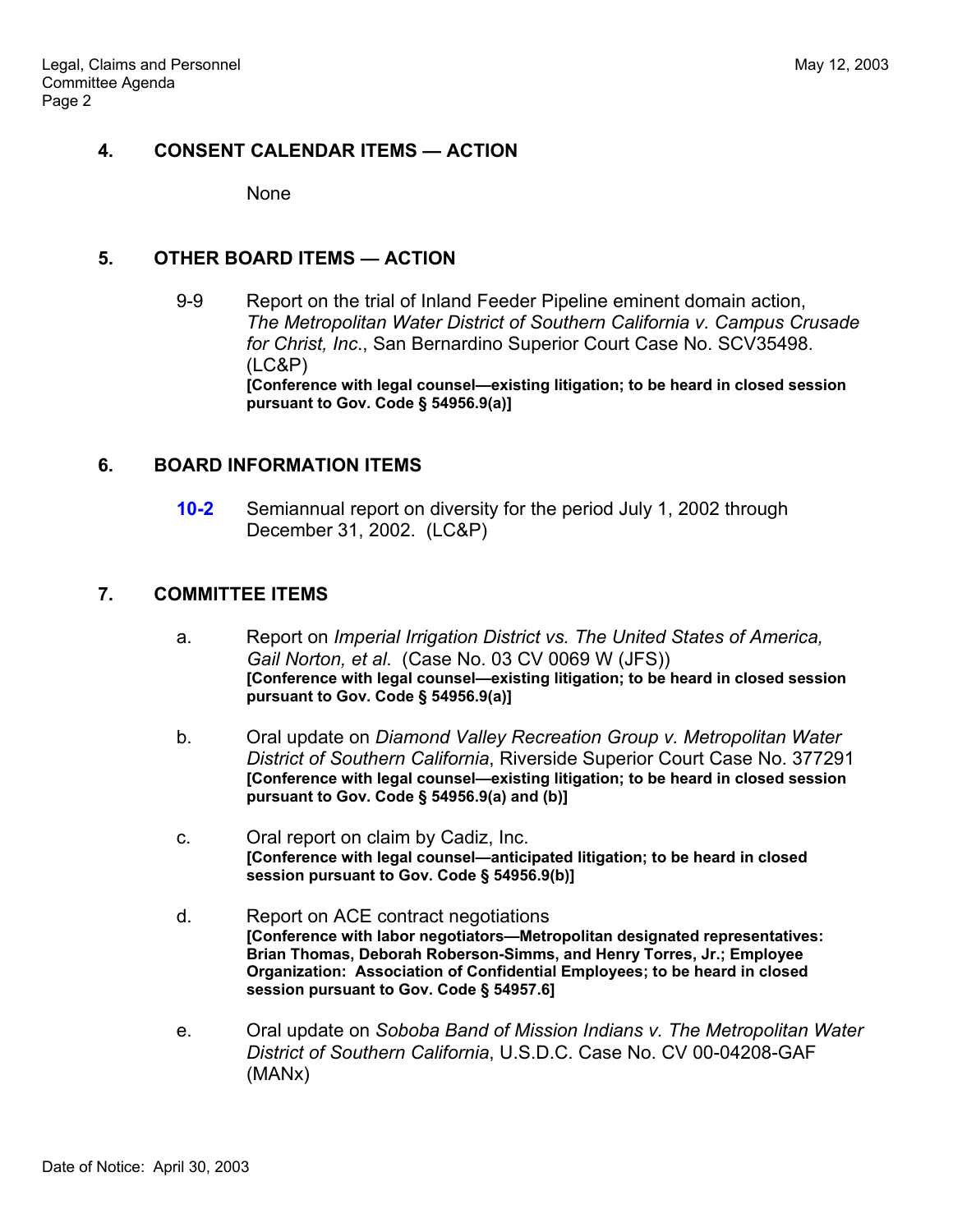## 4. CONSENT CALENDAR ITEMS — ACTION

None

## 5. OTHER BOARD ITEMS — ACTION

9-9 Report on the trial of Inland Feeder Pipeline eminent domain action, *The Metropolitan Water District of Southern California v. Campus Crusade for Christ, Inc.*, San Bernardino Superior Court Case No. SCV35498. (LC&P)
**[Conference with legal counsel—existing litigation; to be heard in closed session pursuant to Gov. Code § 54956.9(a)]**

## 6. BOARD INFORMATION ITEMS

**10-2** Semiannual report on diversity for the period July 1, 2002 through December 31, 2002. (LC&P)

## 7. COMMITTEE ITEMS

a. Report on *Imperial Irrigation District vs. The United States of America, Gail Norton, et al.* (Case No. 03 CV 0069 W (JFS))
**[Conference with legal counsel—existing litigation; to be heard in closed session pursuant to Gov. Code § 54956.9(a)]**

b. Oral update on *Diamond Valley Recreation Group v. Metropolitan Water District of Southern California*, Riverside Superior Court Case No. 377291
**[Conference with legal counsel—existing litigation; to be heard in closed session pursuant to Gov. Code § 54956.9(a) and (b)]**

c. Oral report on claim by Cadiz, Inc.
**[Conference with legal counsel—anticipated litigation; to be heard in closed session pursuant to Gov. Code § 54956.9(b)]**

d. Report on ACE contract negotiations
**[Conference with labor negotiators—Metropolitan designated representatives: Brian Thomas, Deborah Roberson-Simms, and Henry Torres, Jr.; Employee Organization: Association of Confidential Employees; to be heard in closed session pursuant to Gov. Code § 54957.6]**

e. Oral update on *Soboba Band of Mission Indians v. The Metropolitan Water District of Southern California*, U.S.D.C. Case No. CV 00-04208-GAF (MANx)

Date of Notice: April 30, 2003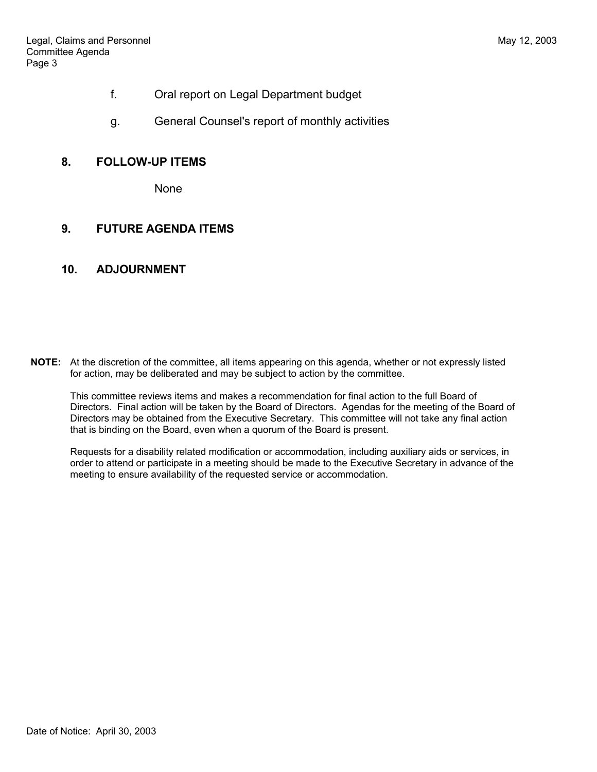f. Oral report on Legal Department budget

g. General Counsel's report of monthly activities

## 8. FOLLOW-UP ITEMS

None

## 9. FUTURE AGENDA ITEMS

## 10. ADJOURNMENT

**NOTE:** At the discretion of the committee, all items appearing on this agenda, whether or not expressly listed for action, may be deliberated and may be subject to action by the committee.

This committee reviews items and makes a recommendation for final action to the full Board of Directors. Final action will be taken by the Board of Directors. Agendas for the meeting of the Board of Directors may be obtained from the Executive Secretary. This committee will not take any final action that is binding on the Board, even when a quorum of the Board is present.

Requests for a disability related modification or accommodation, including auxiliary aids or services, in order to attend or participate in a meeting should be made to the Executive Secretary in advance of the meeting to ensure availability of the requested service or accommodation.

Date of Notice: April 30, 2003